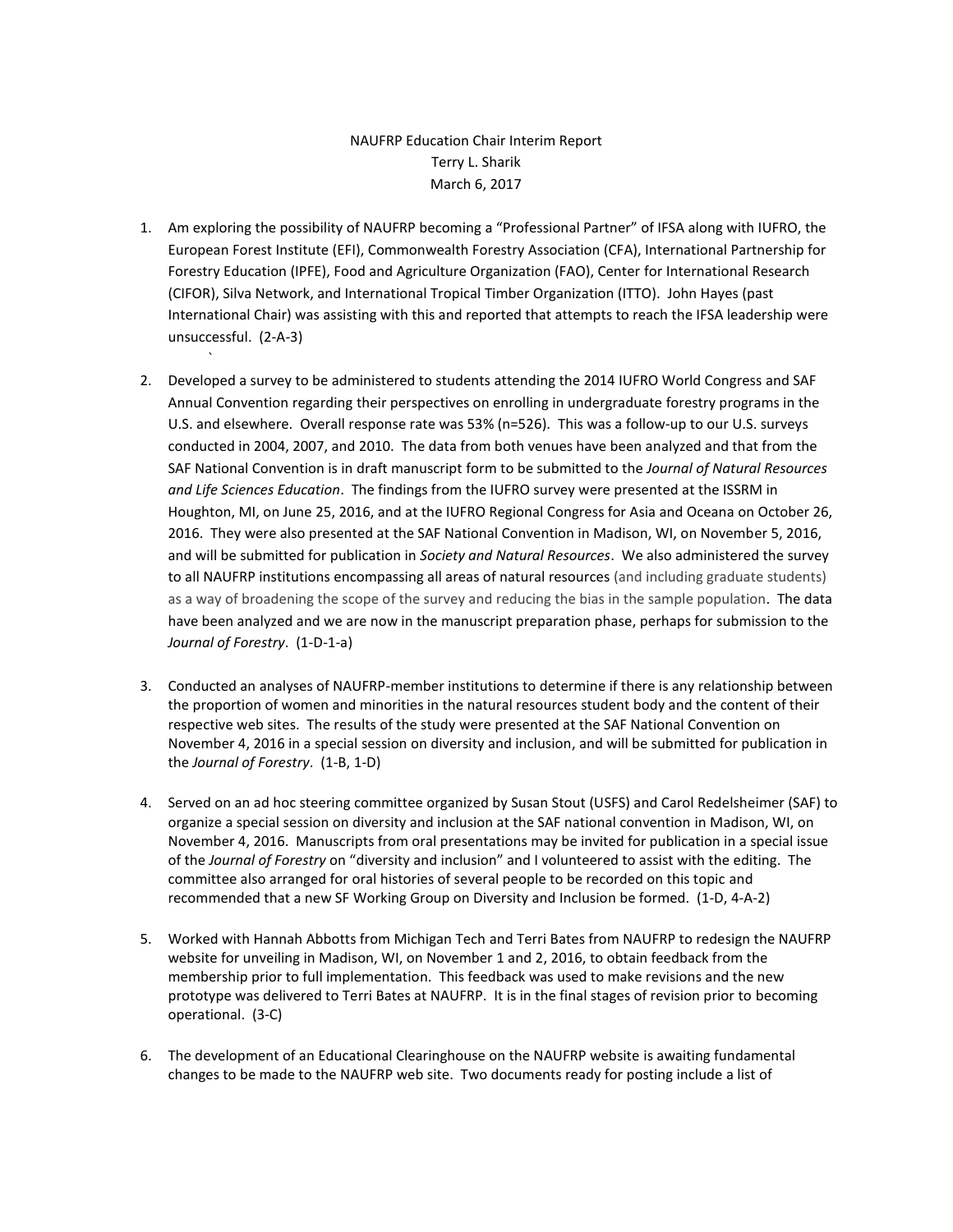NAUFRP Education Chair Interim Report
Terry L. Sharik
March 6, 2017

1. Am exploring the possibility of NAUFRP becoming a "Professional Partner" of IFSA along with IUFRO, the European Forest Institute (EFI), Commonwealth Forestry Association (CFA), International Partnership for Forestry Education (IPFE), Food and Agriculture Organization (FAO), Center for International Research (CIFOR), Silva Network, and International Tropical Timber Organization (ITTO). John Hayes (past International Chair) was assisting with this and reported that attempts to reach the IFSA leadership were unsuccessful. (2-A-3)

2. Developed a survey to be administered to students attending the 2014 IUFRO World Congress and SAF Annual Convention regarding their perspectives on enrolling in undergraduate forestry programs in the U.S. and elsewhere. Overall response rate was 53% (n=526). This was a follow-up to our U.S. surveys conducted in 2004, 2007, and 2010. The data from both venues have been analyzed and that from the SAF National Convention is in draft manuscript form to be submitted to the *Journal of Natural Resources and Life Sciences Education*. The findings from the IUFRO survey were presented at the ISSRM in Houghton, MI, on June 25, 2016, and at the IUFRO Regional Congress for Asia and Oceana on October 26, 2016. They were also presented at the SAF National Convention in Madison, WI, on November 5, 2016, and will be submitted for publication in *Society and Natural Resources*. We also administered the survey to all NAUFRP institutions encompassing all areas of natural resources (and including graduate students) as a way of broadening the scope of the survey and reducing the bias in the sample population. The data have been analyzed and we are now in the manuscript preparation phase, perhaps for submission to the *Journal of Forestry*. (1-D-1-a)

3. Conducted an analyses of NAUFRP-member institutions to determine if there is any relationship between the proportion of women and minorities in the natural resources student body and the content of their respective web sites. The results of the study were presented at the SAF National Convention on November 4, 2016 in a special session on diversity and inclusion, and will be submitted for publication in the *Journal of Forestry*. (1-B, 1-D)

4. Served on an ad hoc steering committee organized by Susan Stout (USFS) and Carol Redelsheimer (SAF) to organize a special session on diversity and inclusion at the SAF national convention in Madison, WI, on November 4, 2016. Manuscripts from oral presentations may be invited for publication in a special issue of the *Journal of Forestry* on "diversity and inclusion" and I volunteered to assist with the editing. The committee also arranged for oral histories of several people to be recorded on this topic and recommended that a new SF Working Group on Diversity and Inclusion be formed. (1-D, 4-A-2)

5. Worked with Hannah Abbotts from Michigan Tech and Terri Bates from NAUFRP to redesign the NAUFRP website for unveiling in Madison, WI, on November 1 and 2, 2016, to obtain feedback from the membership prior to full implementation. This feedback was used to make revisions and the new prototype was delivered to Terri Bates at NAUFRP. It is in the final stages of revision prior to becoming operational. (3-C)

6. The development of an Educational Clearinghouse on the NAUFRP website is awaiting fundamental changes to be made to the NAUFRP web site. Two documents ready for posting include a list of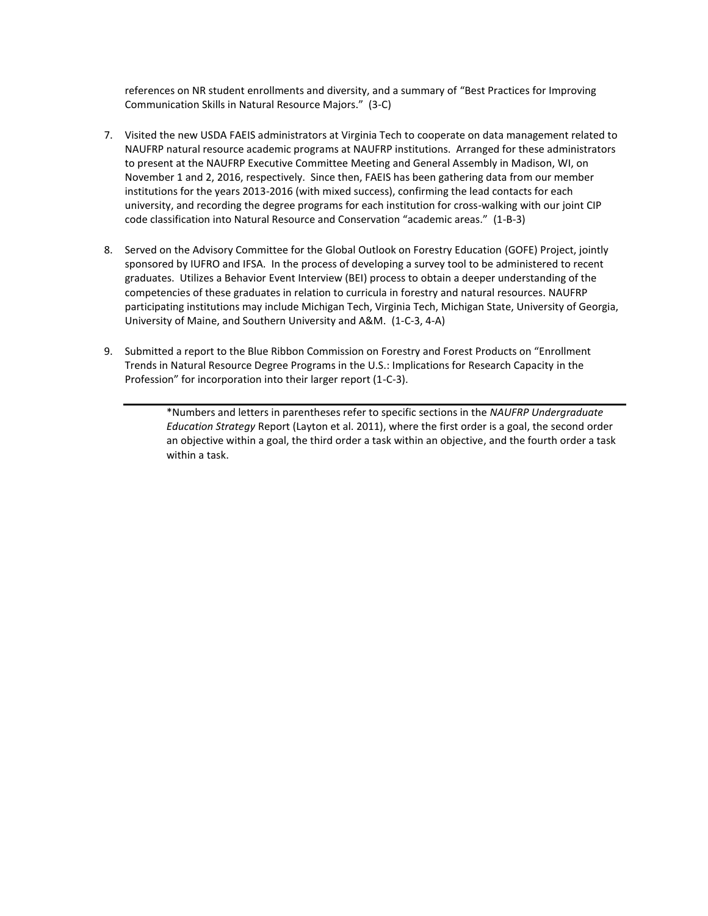references on NR student enrollments and diversity, and a summary of “Best Practices for Improving Communication Skills in Natural Resource Majors.” (3-C)

7. Visited the new USDA FAEIS administrators at Virginia Tech to cooperate on data management related to NAUFRP natural resource academic programs at NAUFRP institutions. Arranged for these administrators to present at the NAUFRP Executive Committee Meeting and General Assembly in Madison, WI, on November 1 and 2, 2016, respectively. Since then, FAEIS has been gathering data from our member institutions for the years 2013-2016 (with mixed success), confirming the lead contacts for each university, and recording the degree programs for each institution for cross-walking with our joint CIP code classification into Natural Resource and Conservation “academic areas.” (1-B-3)

8. Served on the Advisory Committee for the Global Outlook on Forestry Education (GOFE) Project, jointly sponsored by IUFRO and IFSA. In the process of developing a survey tool to be administered to recent graduates. Utilizes a Behavior Event Interview (BEI) process to obtain a deeper understanding of the competencies of these graduates in relation to curricula in forestry and natural resources. NAUFRP participating institutions may include Michigan Tech, Virginia Tech, Michigan State, University of Georgia, University of Maine, and Southern University and A&M. (1-C-3, 4-A)

9. Submitted a report to the Blue Ribbon Commission on Forestry and Forest Products on “Enrollment Trends in Natural Resource Degree Programs in the U.S.: Implications for Research Capacity in the Profession” for incorporation into their larger report (1-C-3).

---

*Numbers and letters in parentheses refer to specific sections in the *NAUFRP Undergraduate Education Strategy* Report (Layton et al. 2011), where the first order is a goal, the second order an objective within a goal, the third order a task within an objective, and the fourth order a task within a task.